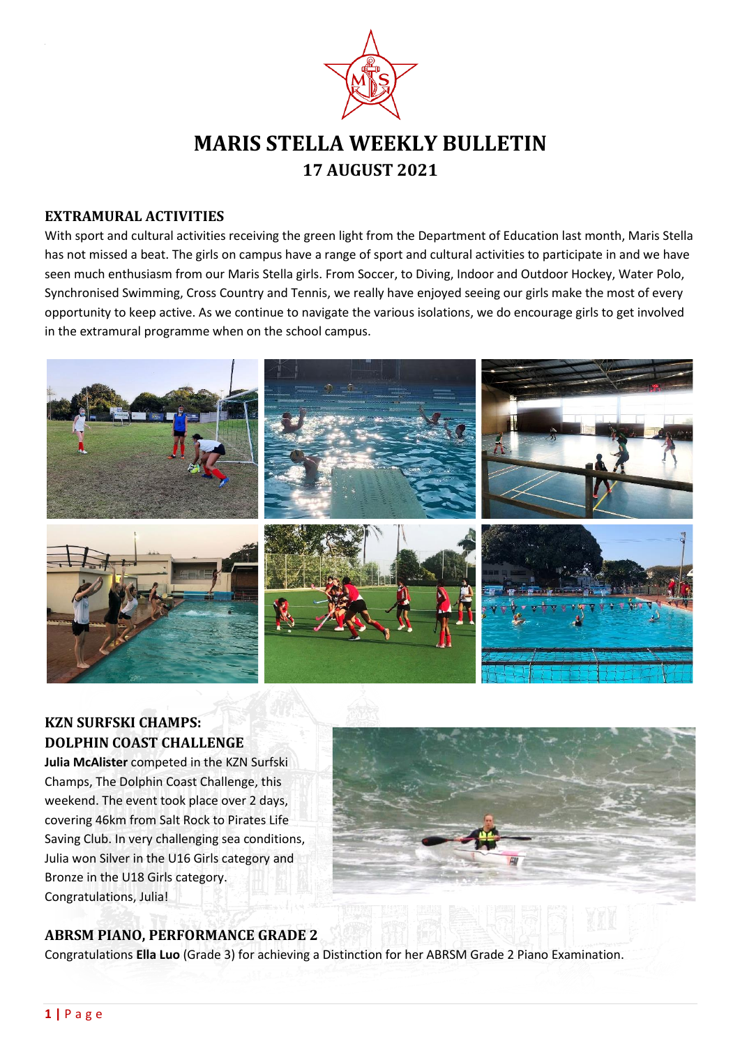# MARIS STELLA WEEKLY BULLETIN

## 17 AUGUST 2021

### EXTRAMURAL ACTIVITIES

With sport and cultural activities receiving the green light from the Department of Education last month, Maris Stella has not missed a beat. The girls on campus have a range of sport and cultural activities to participate in and we have seen much enthusiasm from our Maris Stella girls. From Soccer, to Diving, Indoor and Outdoor Hockey, Water Polo, Synchronised Swimming, Cross Country and Tennis, we really have enjoyed seeing our girls make the most of every opportunity to keep active. As we continue to navigate the various isolations, we do encourage girls to get involved in the extramural programme when on the school campus.

### KZN SURFSKI CHAMPS: DOLPHIN COAST CHALLENGE

**Julia McAlister** competed in the KZN Surfski Champs, The Dolphin Coast Challenge, this weekend. The event took place over 2 days, covering 46km from Salt Rock to Pirates Life Saving Club. In very challenging sea conditions, Julia won Silver in the U16 Girls category and Bronze in the U18 Girls category. Congratulations, Julia!

### ABRSM PIANO, PERFORMANCE GRADE 2

Congratulations **Ella Luo** (Grade 3) for achieving a Distinction for her ABRSM Grade 2 Piano Examination.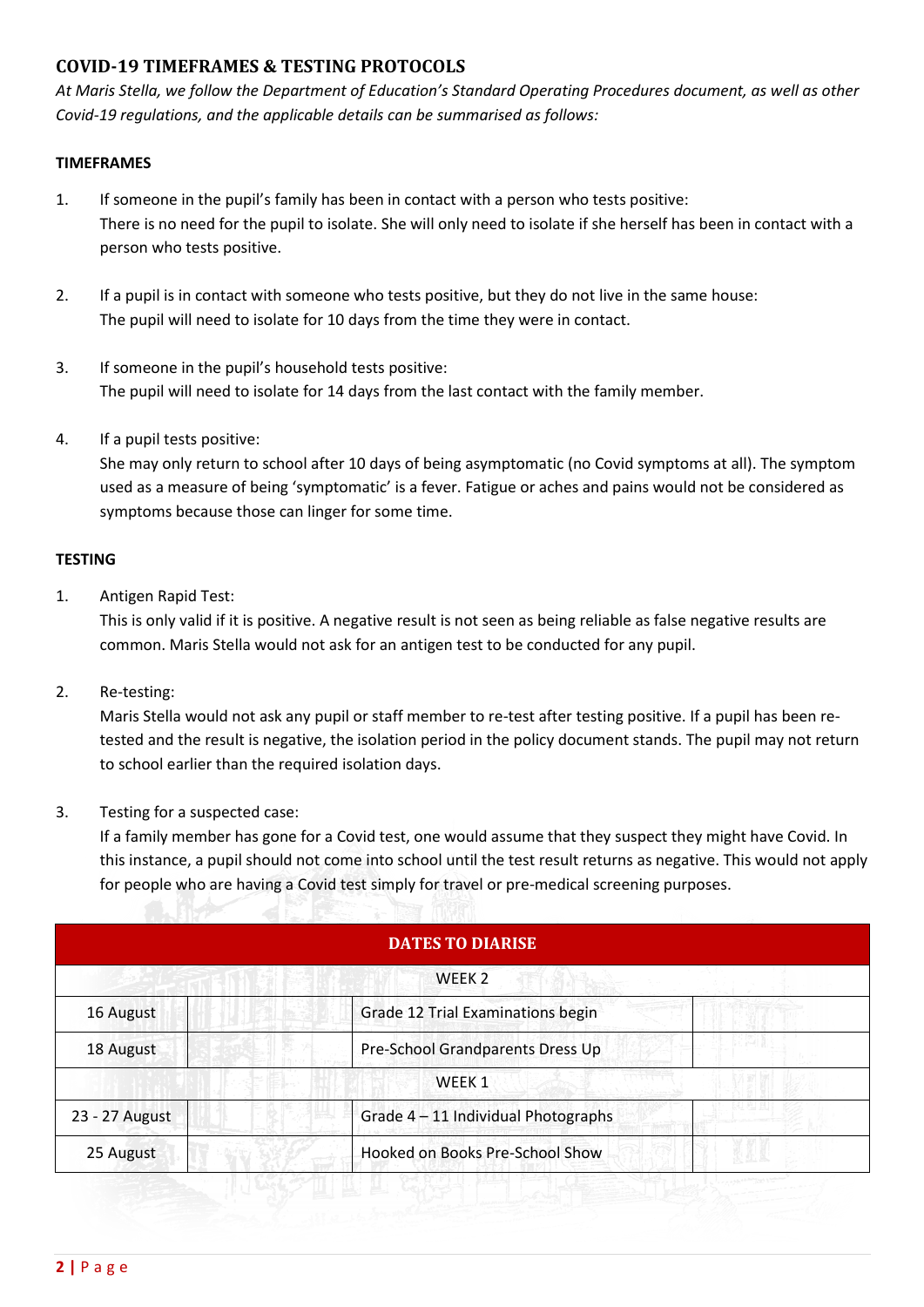## COVID-19 TIMEFRAMES & TESTING PROTOCOLS

*At Maris Stella, we follow the Department of Education's Standard Operating Procedures document, as well as other Covid-19 regulations, and the applicable details can be summarised as follows:*

### TIMEFRAMES

1. If someone in the pupil's family has been in contact with a person who tests positive:
   There is no need for the pupil to isolate. She will only need to isolate if she herself has been in contact with a person who tests positive.

2. If a pupil is in contact with someone who tests positive, but they do not live in the same house:
   The pupil will need to isolate for 10 days from the time they were in contact.

3. If someone in the pupil's household tests positive:
   The pupil will need to isolate for 14 days from the last contact with the family member.

4. If a pupil tests positive:
   She may only return to school after 10 days of being asymptomatic (no Covid symptoms at all). The symptom used as a measure of being 'symptomatic' is a fever. Fatigue or aches and pains would not be considered as symptoms because those can linger for some time.

### TESTING

1. Antigen Rapid Test:
   This is only valid if it is positive. A negative result is not seen as being reliable as false negative results are common. Maris Stella would not ask for an antigen test to be conducted for any pupil.

2. Re-testing:
   Maris Stella would not ask any pupil or staff member to re-test after testing positive. If a pupil has been re-tested and the result is negative, the isolation period in the policy document stands. The pupil may not return to school earlier than the required isolation days.

3. Testing for a suspected case:
   If a family member has gone for a Covid test, one would assume that they suspect they might have Covid. In this instance, a pupil should not come into school until the test result returns as negative. This would not apply for people who are having a Covid test simply for travel or pre-medical screening purposes.

| DATES TO DIARISE | | | |
|---|---|---|---|
| | | WEEK 2 | |
| 16 August | | Grade 12 Trial Examinations begin | |
| 18 August | | Pre-School Grandparents Dress Up | |
| | | WEEK 1 | |
| 23 - 27 August | | Grade 4 – 11 Individual Photographs | |
| 25 August | | Hooked on Books Pre-School Show | |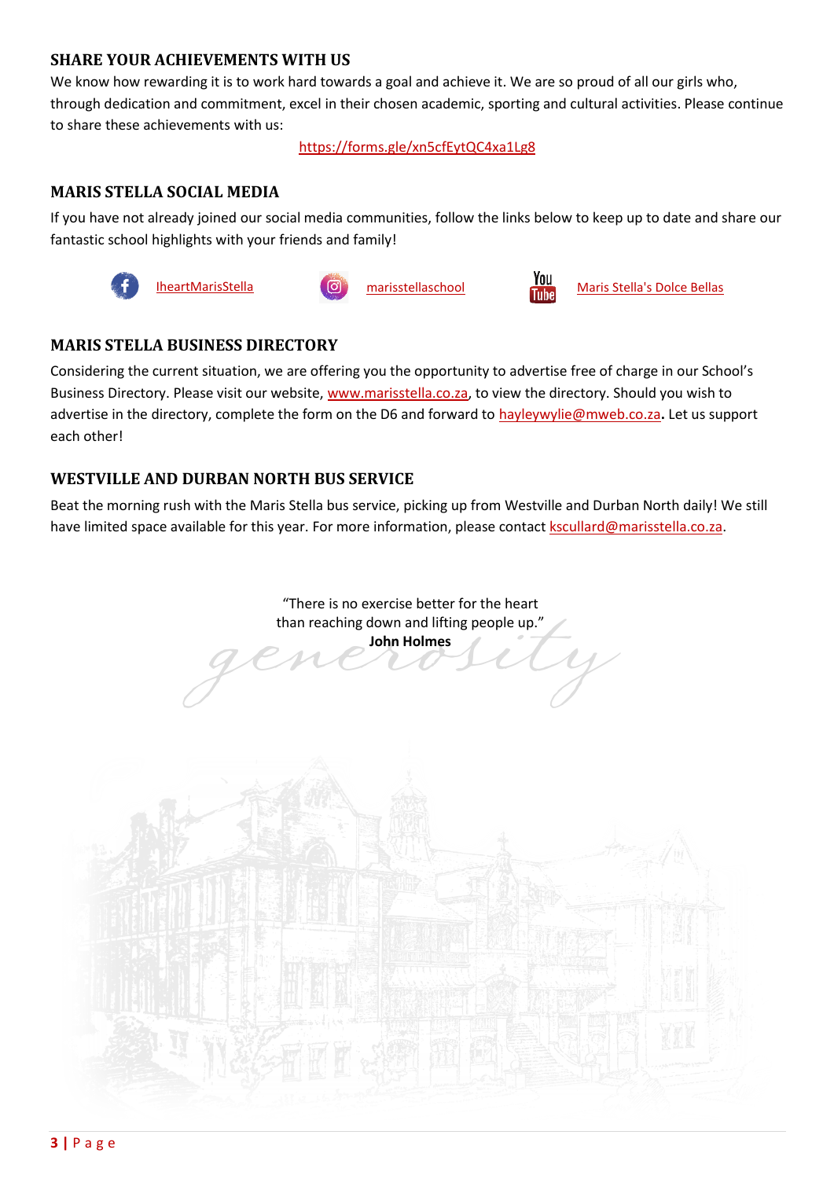## SHARE YOUR ACHIEVEMENTS WITH US

We know how rewarding it is to work hard towards a goal and achieve it. We are so proud of all our girls who, through dedication and commitment, excel in their chosen academic, sporting and cultural activities. Please continue to share these achievements with us:

https://forms.gle/xn5cfEytQC4xa1Lg8

## MARIS STELLA SOCIAL MEDIA

If you have not already joined our social media communities, follow the links below to keep up to date and share our fantastic school highlights with your friends and family!

IheartMarisStella | marisstellaschool | Maris Stella's Dolce Bellas

## MARIS STELLA BUSINESS DIRECTORY

Considering the current situation, we are offering you the opportunity to advertise free of charge in our School's Business Directory. Please visit our website, www.marisstella.co.za, to view the directory. Should you wish to advertise in the directory, complete the form on the D6 and forward to hayleywylie@mweb.co.za**.** Let us support each other!

## WESTVILLE AND DURBAN NORTH BUS SERVICE

Beat the morning rush with the Maris Stella bus service, picking up from Westville and Durban North daily! We still have limited space available for this year. For more information, please contact kscullard@marisstella.co.za.

"There is no exercise better for the heart
than reaching down and lifting people up."
**John Holmes**

*generosity*